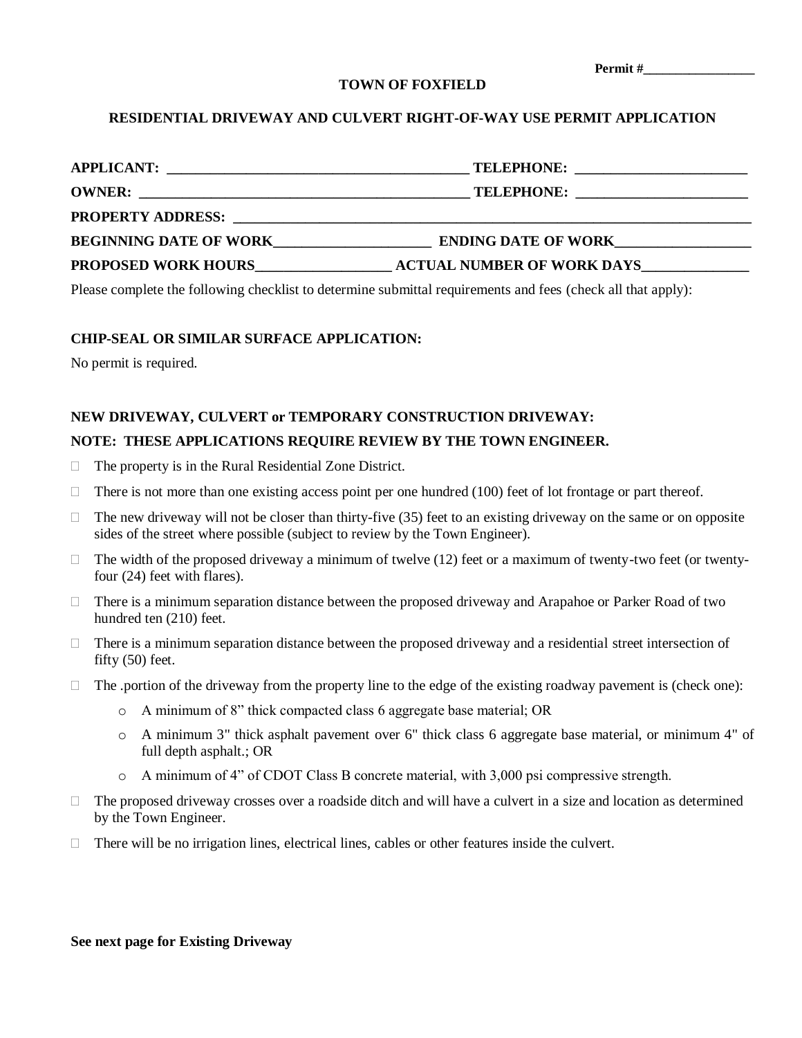**Permit #\_\_\_\_\_\_\_\_\_\_\_\_\_\_\_\_\_**

**TOWN OF FOXFIELD**

**RESIDENTIAL DRIVEWAY AND CULVERT RIGHT-OF-WAY USE PERMIT APPLICATION**

**APPLICANT:** \_\_\_\_\_\_\_\_\_\_\_\_\_\_\_\_\_\_\_\_\_\_\_\_\_\_\_\_\_\_\_\_\_\_\_\_\_\_\_\_\_\_ **TELEPHONE:** \_\_\_\_\_\_\_\_\_\_\_\_\_\_\_\_\_\_\_\_\_\_\_\_\_

**OWNER:** \_\_\_\_\_\_\_\_\_\_\_\_\_\_\_\_\_\_\_\_\_\_\_\_\_\_\_\_\_\_\_\_\_\_\_\_\_\_\_\_\_\_\_\_\_\_ **TELEPHONE:** \_\_\_\_\_\_\_\_\_\_\_\_\_\_\_\_\_\_\_\_\_\_\_\_\_

**PROPERTY ADDRESS:** \_\_\_\_\_\_\_\_\_\_\_\_\_\_\_\_\_\_\_\_\_\_\_\_\_\_\_\_\_\_\_\_\_\_\_\_\_\_\_\_\_\_\_\_\_\_\_\_\_\_\_\_\_\_\_\_\_\_\_\_\_\_\_\_\_\_\_\_\_\_\_\_\_

**BEGINNING DATE OF WORK**\_\_\_\_\_\_\_\_\_\_\_\_\_\_\_\_\_\_\_\_\_\_ **ENDING DATE OF WORK**\_\_\_\_\_\_\_\_\_\_\_\_\_\_\_\_\_\_\_\_

**PROPOSED WORK HOURS**\_\_\_\_\_\_\_\_\_\_\_\_\_\_\_\_\_\_\_ **ACTUAL NUMBER OF WORK DAYS**\_\_\_\_\_\_\_\_\_\_\_\_\_\_\_

Please complete the following checklist to determine submittal requirements and fees (check all that apply):

**CHIP-SEAL OR SIMILAR SURFACE APPLICATION:**

No permit is required.

**NEW DRIVEWAY, CULVERT or TEMPORARY CONSTRUCTION DRIVEWAY:**

**NOTE: THESE APPLICATIONS REQUIRE REVIEW BY THE TOWN ENGINEER.**

- ☐ The property is in the Rural Residential Zone District.
- ☐ There is not more than one existing access point per one hundred (100) feet of lot frontage or part thereof.
- ☐ The new driveway will not be closer than thirty-five (35) feet to an existing driveway on the same or on opposite sides of the street where possible (subject to review by the Town Engineer).
- ☐ The width of the proposed driveway a minimum of twelve (12) feet or a maximum of twenty-two feet (or twenty-four (24) feet with flares).
- ☐ There is a minimum separation distance between the proposed driveway and Arapahoe or Parker Road of two hundred ten (210) feet.
- ☐ There is a minimum separation distance between the proposed driveway and a residential street intersection of fifty (50) feet.
- ☐ The .portion of the driveway from the property line to the edge of the existing roadway pavement is (check one):
  - A minimum of 8” thick compacted class 6 aggregate base material; OR
  - A minimum 3" thick asphalt pavement over 6" thick class 6 aggregate base material, or minimum 4" of full depth asphalt.; OR
  - A minimum of 4” of CDOT Class B concrete material, with 3,000 psi compressive strength.
- ☐ The proposed driveway crosses over a roadside ditch and will have a culvert in a size and location as determined by the Town Engineer.
- ☐ There will be no irrigation lines, electrical lines, cables or other features inside the culvert.

**See next page for Existing Driveway**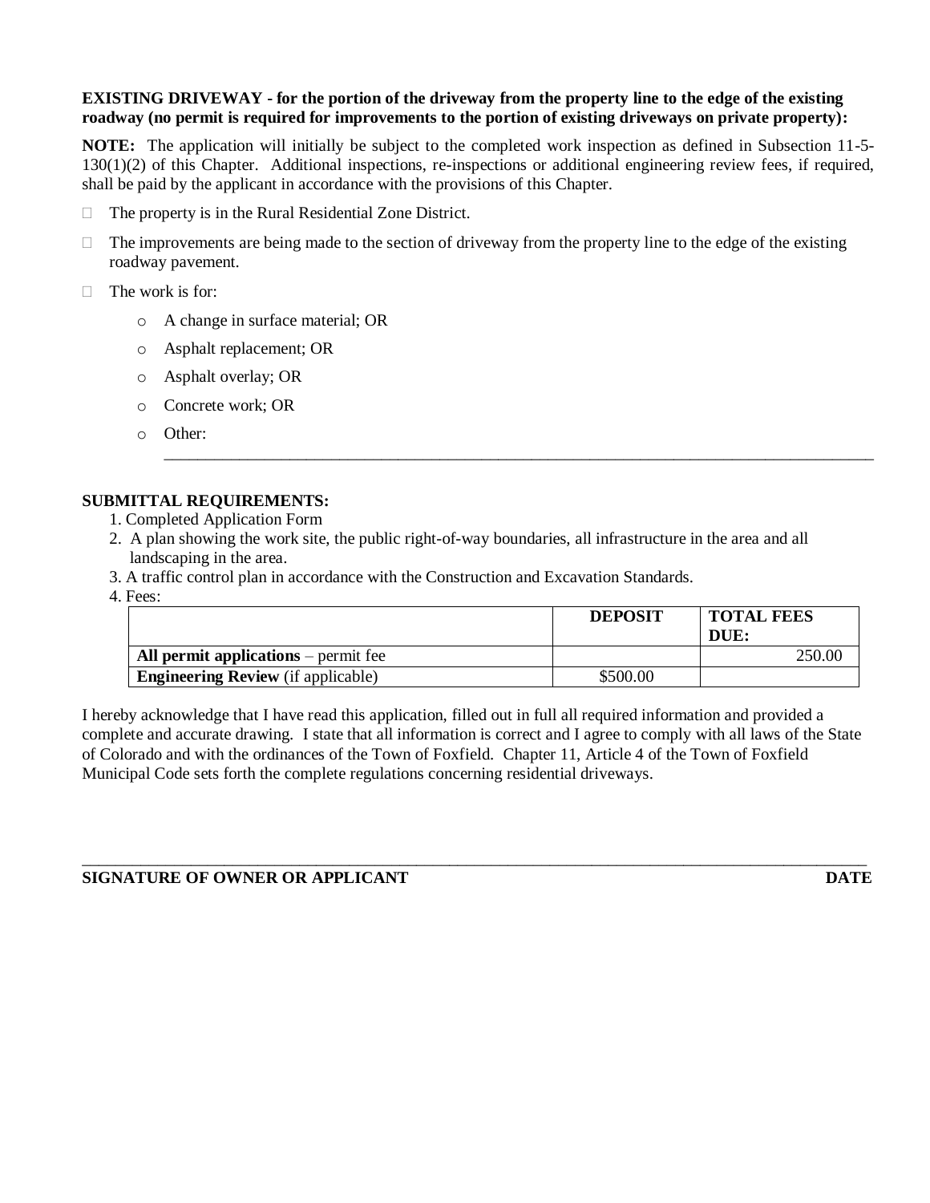**EXISTING DRIVEWAY - for the portion of the driveway from the property line to the edge of the existing roadway (no permit is required for improvements to the portion of existing driveways on private property):**

**NOTE:** The application will initially be subject to the completed work inspection as defined in Subsection 11-5-130(1)(2) of this Chapter. Additional inspections, re-inspections or additional engineering review fees, if required, shall be paid by the applicant in accordance with the provisions of this Chapter.

- ☐ The property is in the Rural Residential Zone District.
- ☐ The improvements are being made to the section of driveway from the property line to the edge of the existing roadway pavement.
- ☐ The work is for:
  - A change in surface material; OR
  - Asphalt replacement; OR
  - Asphalt overlay; OR
  - Concrete work; OR
  - Other: ______________________________________________________________________

**SUBMITTAL REQUIREMENTS:**

1. Completed Application Form
2. A plan showing the work site, the public right-of-way boundaries, all infrastructure in the area and all landscaping in the area.
3. A traffic control plan in accordance with the Construction and Excavation Standards.
4. Fees:

| | DEPOSIT | TOTAL FEES DUE: |
|---|---|---|
| **All permit applications** – permit fee | | 250.00 |
| **Engineering Review** (if applicable) | $500.00 | |

I hereby acknowledge that I have read this application, filled out in full all required information and provided a complete and accurate drawing. I state that all information is correct and I agree to comply with all laws of the State of Colorado and with the ordinances of the Town of Foxfield. Chapter 11, Article 4 of the Town of Foxfield Municipal Code sets forth the complete regulations concerning residential driveways.

______________________________________________________________________________________

**SIGNATURE OF OWNER OR APPLICANT** **DATE**